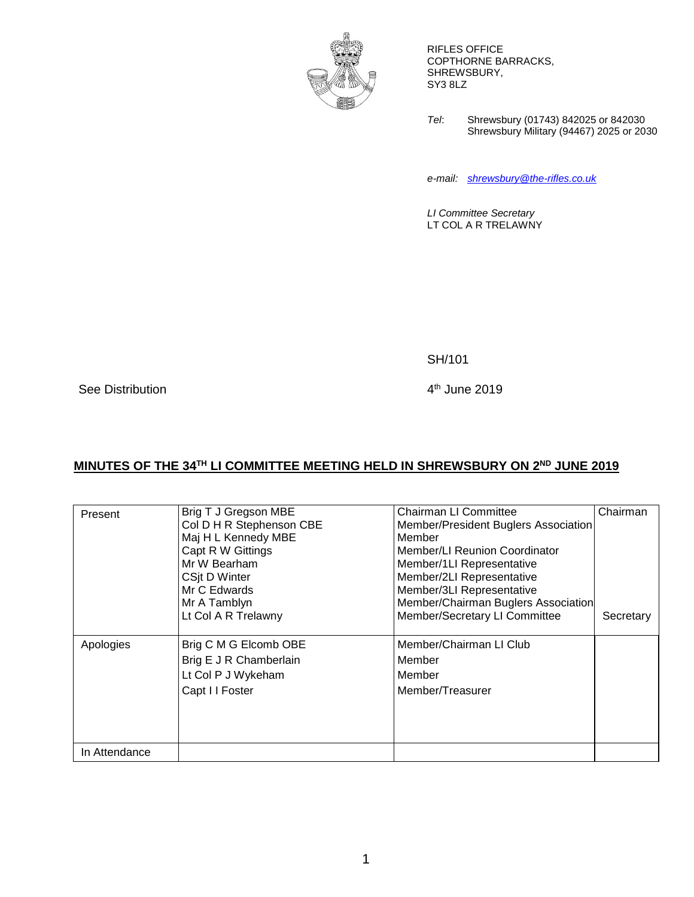RIFLES OFFICE
COPTHORNE BARRACKS,
SHREWSBURY,
SY3 8LZ

*Tel*: Shrewsbury (01743) 842025 or 842030
Shrewsbury Military (94467) 2025 or 2030

*e-mail:* *shrewsbury@the-rifles.co.uk*

*LI Committee Secretary*
LT COL A R TRELAWNY

SH/101

See Distribution

4th June 2019

## MINUTES OF THE 34TH LI COMMITTEE MEETING HELD IN SHREWSBURY ON 2ND JUNE 2019

| | | | |
|---|---|---|---|
| Present | Brig T J Gregson MBE<br>Col D H R Stephenson CBE<br>Maj H L Kennedy MBE<br>Capt R W Gittings<br>Mr W Bearham<br>CSjt D Winter<br>Mr C Edwards<br>Mr A Tamblyn<br>Lt Col A R Trelawny | Chairman LI Committee<br>Member/President Buglers Association<br>Member<br>Member/LI Reunion Coordinator<br>Member/1LI Representative<br>Member/2LI Representative<br>Member/3LI Representative<br>Member/Chairman Buglers Association<br>Member/Secretary LI Committee | Chairman<br><br><br><br><br><br><br><br>Secretary |
| Apologies | Brig C M G Elcomb OBE<br>Brig E J R Chamberlain<br>Lt Col P J Wykeham<br>Capt I I Foster | Member/Chairman LI Club<br>Member<br>Member<br>Member/Treasurer | |
| In Attendance | | | |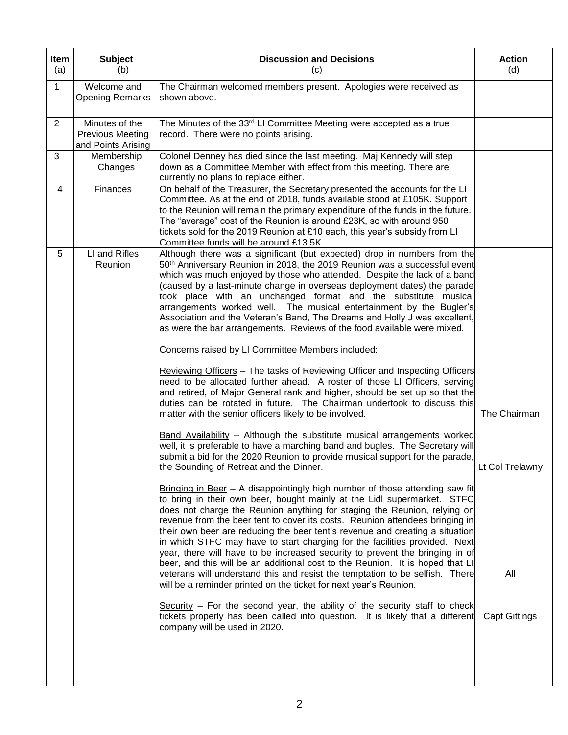| Item (a) | Subject (b) | Discussion and Decisions (c) | Action (d) |
|---|---|---|---|
| 1 | Welcome and Opening Remarks | The Chairman welcomed members present. Apologies were received as shown above. | |
| 2 | Minutes of the Previous Meeting and Points Arising | The Minutes of the 33rd LI Committee Meeting were accepted as a true record. There were no points arising. | |
| 3 | Membership Changes | Colonel Denney has died since the last meeting. Maj Kennedy will step down as a Committee Member with effect from this meeting. There are currently no plans to replace either. | |
| 4 | Finances | On behalf of the Treasurer, the Secretary presented the accounts for the LI Committee. As at the end of 2018, funds available stood at £105K. Support to the Reunion will remain the primary expenditure of the funds in the future. The "average" cost of the Reunion is around £23K, so with around 950 tickets sold for the 2019 Reunion at £10 each, this year's subsidy from LI Committee funds will be around £13.5K. | |
| 5 | LI and Rifles Reunion | Although there was a significant (but expected) drop in numbers from the 50th Anniversary Reunion in 2018, the 2019 Reunion was a successful event which was much enjoyed by those who attended. Despite the lack of a band (caused by a last-minute change in overseas deployment dates) the parade took place with an unchanged format and the substitute musical arrangements worked well. The musical entertainment by the Bugler's Association and the Veteran's Band, The Dreams and Holly J was excellent, as were the bar arrangements. Reviews of the food available were mixed. | |
| | | Concerns raised by LI Committee Members included: | |
| | | <u>Reviewing Officers</u> – The tasks of Reviewing Officer and Inspecting Officers need to be allocated further ahead. A roster of those LI Officers, serving and retired, of Major General rank and higher, should be set up so that the duties can be rotated in future. The Chairman undertook to discuss this matter with the senior officers likely to be involved. | The Chairman |
| | | <u>Band Availability</u> – Although the substitute musical arrangements worked well, it is preferable to have a marching band and bugles. The Secretary will submit a bid for the 2020 Reunion to provide musical support for the parade, the Sounding of Retreat and the Dinner. | Lt Col Trelawny |
| | | <u>Bringing in Beer</u> – A disappointingly high number of those attending saw fit to bring in their own beer, bought mainly at the Lidl supermarket. STFC does not charge the Reunion anything for staging the Reunion, relying on revenue from the beer tent to cover its costs. Reunion attendees bringing in their own beer are reducing the beer tent's revenue and creating a situation in which STFC may have to start charging for the facilities provided. Next year, there will have to be increased security to prevent the bringing in of beer, and this will be an additional cost to the Reunion. It is hoped that LI veterans will understand this and resist the temptation to be selfish. There will be a reminder printed on the ticket for next year's Reunion. | All |
| | | <u>Security</u> – For the second year, the ability of the security staff to check tickets properly has been called into question. It is likely that a different company will be used in 2020. | Capt Gittings |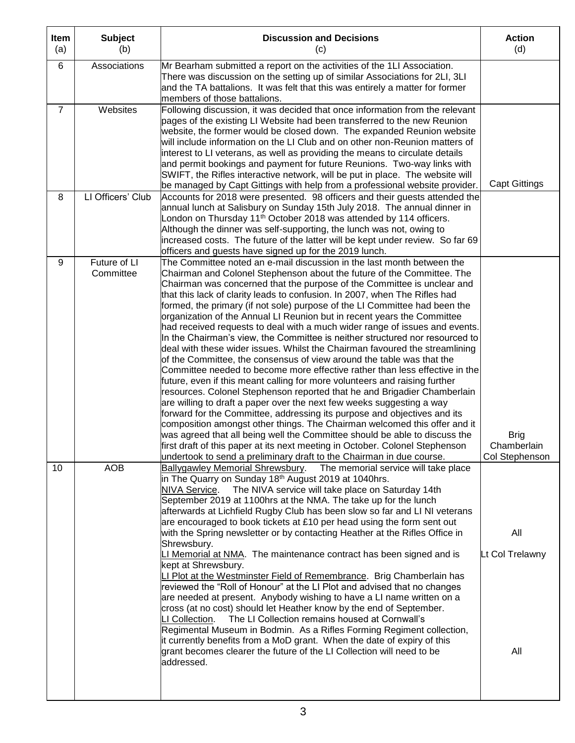| Item (a) | Subject (b) | Discussion and Decisions (c) | Action (d) |
|---|---|---|---|
| 6 | Associations | Mr Bearham submitted a report on the activities of the 1LI Association. There was discussion on the setting up of similar Associations for 2LI, 3LI and the TA battalions. It was felt that this was entirely a matter for former members of those battalions. | |
| 7 | Websites | Following discussion, it was decided that once information from the relevant pages of the existing LI Website had been transferred to the new Reunion website, the former would be closed down. The expanded Reunion website will include information on the LI Club and on other non-Reunion matters of interest to LI veterans, as well as providing the means to circulate details and permit bookings and payment for future Reunions. Two-way links with SWIFT, the Rifles interactive network, will be put in place. The website will be managed by Capt Gittings with help from a professional website provider. | Capt Gittings |
| 8 | LI Officers' Club | Accounts for 2018 were presented. 98 officers and their guests attended the annual lunch at Salisbury on Sunday 15th July 2018. The annual dinner in London on Thursday 11th October 2018 was attended by 114 officers. Although the dinner was self-supporting, the lunch was not, owing to increased costs. The future of the latter will be kept under review. So far 69 officers and guests have signed up for the 2019 lunch. | |
| 9 | Future of LI Committee | The Committee noted an e-mail discussion in the last month between the Chairman and Colonel Stephenson about the future of the Committee. The Chairman was concerned that the purpose of the Committee is unclear and that this lack of clarity leads to confusion. In 2007, when The Rifles had formed, the primary (if not sole) purpose of the LI Committee had been the organization of the Annual LI Reunion but in recent years the Committee had received requests to deal with a much wider range of issues and events. In the Chairman's view, the Committee is neither structured nor resourced to deal with these wider issues. Whilst the Chairman favoured the streamlining of the Committee, the consensus of view around the table was that the Committee needed to become more effective rather than less effective in the future, even if this meant calling for more volunteers and raising further resources. Colonel Stephenson reported that he and Brigadier Chamberlain are willing to draft a paper over the next few weeks suggesting a way forward for the Committee, addressing its purpose and objectives and its composition amongst other things. The Chairman welcomed this offer and it was agreed that all being well the Committee should be able to discuss the first draft of this paper at its next meeting in October. Colonel Stephenson undertook to send a preliminary draft to the Chairman in due course. | Brig Chamberlain Col Stephenson |
| 10 | AOB | Ballygawley Memorial Shrewsbury. The memorial service will take place in The Quarry on Sunday 18th August 2019 at 1040hrs.<br>NIVA Service. The NIVA service will take place on Saturday 14th September 2019 at 1100hrs at the NMA. The take up for the lunch afterwards at Lichfield Rugby Club has been slow so far and LI NI veterans are encouraged to book tickets at £10 per head using the form sent out with the Spring newsletter or by contacting Heather at the Rifles Office in Shrewsbury.<br>LI Memorial at NMA. The maintenance contract has been signed and is kept at Shrewsbury.<br>LI Plot at the Westminster Field of Remembrance. Brig Chamberlain has reviewed the "Roll of Honour" at the LI Plot and advised that no changes are needed at present. Anybody wishing to have a LI name written on a cross (at no cost) should let Heather know by the end of September.<br>LI Collection. The LI Collection remains housed at Cornwall's Regimental Museum in Bodmin. As a Rifles Forming Regiment collection, it currently benefits from a MoD grant. When the date of expiry of this grant becomes clearer the future of the LI Collection will need to be addressed. | All<br>Lt Col Trelawny<br>All |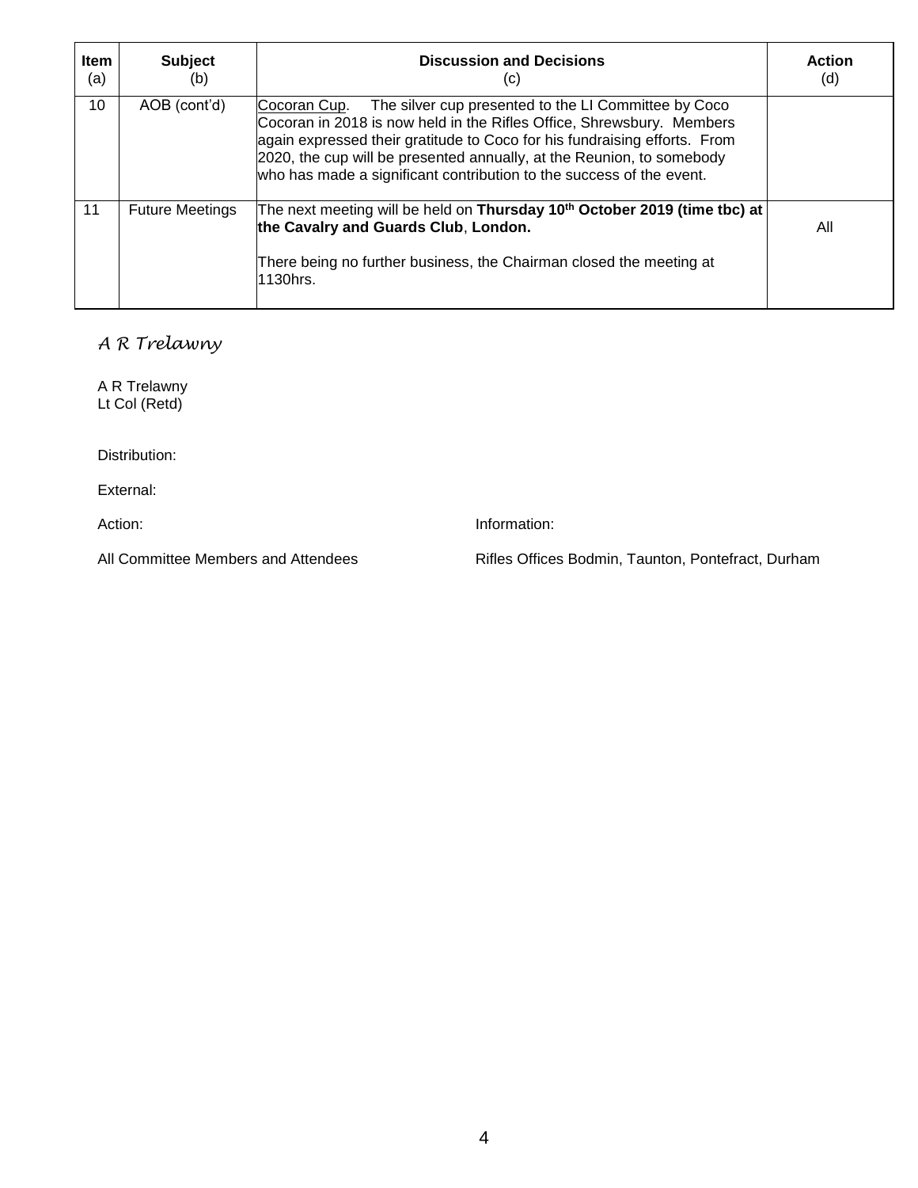| Item (a) | Subject (b) | Discussion and Decisions (c) | Action (d) |
|---|---|---|---|
| 10 | AOB (cont'd) | Cocoran Cup. The silver cup presented to the LI Committee by Coco Cocoran in 2018 is now held in the Rifles Office, Shrewsbury. Members again expressed their gratitude to Coco for his fundraising efforts. From 2020, the cup will be presented annually, at the Reunion, to somebody who has made a significant contribution to the success of the event. | |
| 11 | Future Meetings | The next meeting will be held on **Thursday 10th October 2019 (time tbc) at the Cavalry and Guards Club**, **London.**<br><br>There being no further business, the Chairman closed the meeting at 1130hrs. | All |

*A R Trelawny*

A R Trelawny
Lt Col (Retd)

Distribution:

External:

Action:

All Committee Members and Attendees

Information:

Rifles Offices Bodmin, Taunton, Pontefract, Durham